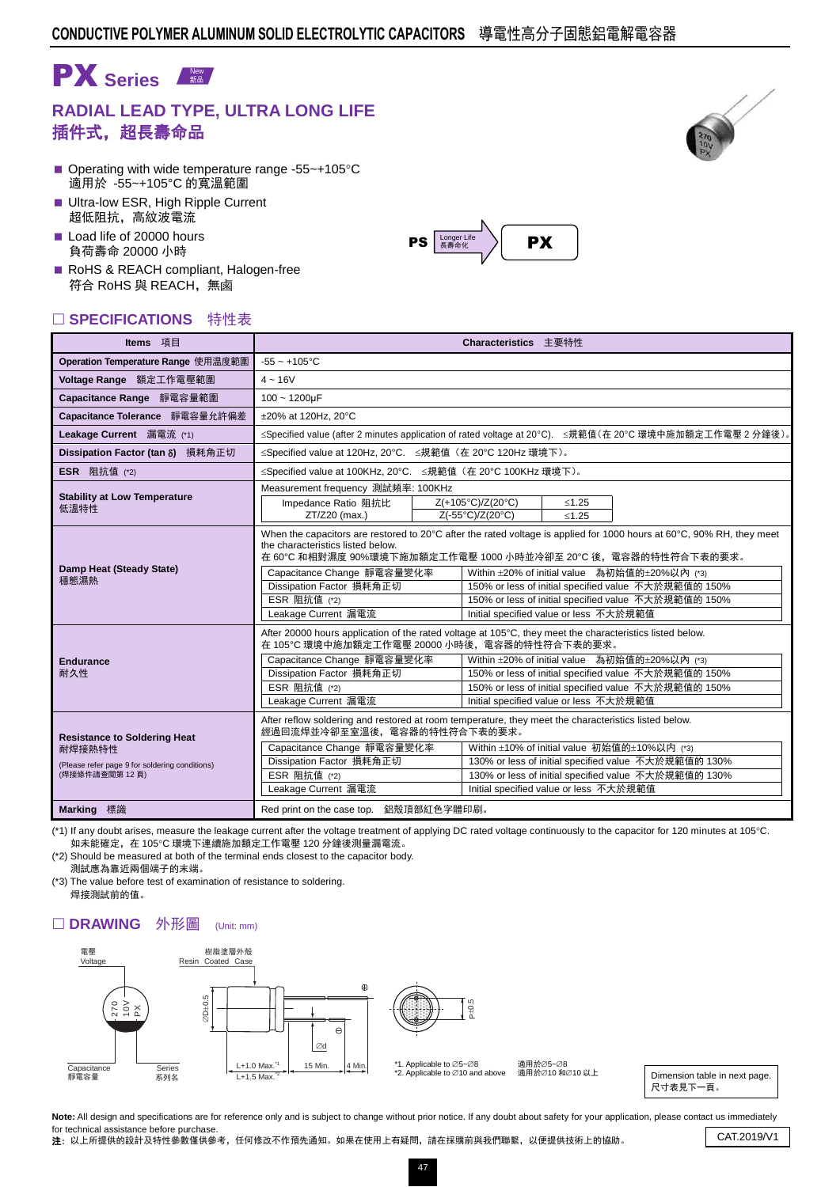# CONDUCTIVE POLYMER ALUMINUM SOLID ELECTROLYTIC CAPACITORS 導電性高分子固態鋁電解電容器

## PX Series New 新品

### RADIAL LEAD TYPE, ULTRA LONG LIFE
### 插件式，超長壽命品

- Operating with wide temperature range -55~+105°C
  適用於 -55~+105°C 的寬溫範圍
- Ultra-low ESR, High Ripple Current
  超低阻抗，高紋波電流
- Load life of 20000 hours
  負荷壽命 20000 小時
- RoHS & REACH compliant, Halogen-free
  符合 RoHS 與 REACH，無鹵

PS → Longer Life 長壽命化 → PX

## □ SPECIFICATIONS 特性表

| Items 項目 | Characteristics 主要特性 |
|---|---|
| Operation Temperature Range 使用溫度範圍 | -55 ~ +105°C |
| Voltage Range 額定工作電壓範圍 | 4 ~ 16V |
| Capacitance Range 靜電容量範圍 | 100 ~ 1200μF |
| Capacitance Tolerance 靜電容量允許偏差 | ±20% at 120Hz, 20°C |
| Leakage Current 漏電流 (*1) | ≤Specified value (after 2 minutes application of rated voltage at 20°C). ≤規範值（在 20°C 環境中施加額定工作電壓 2 分鐘後）。 |
| Dissipation Factor (tan δ) 損耗角正切 | ≤Specified value at 120Hz, 20°C. ≤規範值（在 20°C 120Hz 環境下）。 |
| ESR 阻抗值 (*2) | ≤Specified value at 100KHz, 20°C. ≤規範值（在 20°C 100KHz 環境下）。 |
| Stability at Low Temperature 低溫特性 | Measurement frequency 測試頻率: 100KHz<br>Impedance Ratio 阻抗比 ZT/Z20 (max.): Z(+105°C)/Z(20°C) ≤1.25; Z(-55°C)/Z(20°C) ≤1.25 |
| Damp Heat (Steady State) 穩態濕熱 | When the capacitors are restored to 20°C after the rated voltage is applied for 1000 hours at 60°C, 90% RH, they meet the characteristics listed below.<br>在 60°C 和相對濕度 90%環境下施加額定工作電壓 1000 小時並冷卻至 20°C 後，電容器的特性符合下表的要求。<br>Capacitance Change 靜電容量變化率: Within ±20% of initial value 為初始值的±20%以內 (*3)<br>Dissipation Factor 損耗角正切: 150% or less of initial specified value 不大於規範值的 150%<br>ESR 阻抗值 (*2): 150% or less of initial specified value 不大於規範值的 150%<br>Leakage Current 漏電流: Initial specified value or less 不大於規範值 |
| Endurance 耐久性 | After 20000 hours application of the rated voltage at 105°C, they meet the characteristics listed below.<br>在 105°C 環境中施加額定工作電壓 20000 小時後，電容器的特性符合下表的要求。<br>Capacitance Change 靜電容量變化率: Within ±20% of initial value 為初始值的±20%以內 (*3)<br>Dissipation Factor 損耗角正切: 150% or less of initial specified value 不大於規範值的 150%<br>ESR 阻抗值 (*2): 150% or less of initial specified value 不大於規範值的 150%<br>Leakage Current 漏電流: Initial specified value or less 不大於規範值 |
| Resistance to Soldering Heat 耐焊接熱特性<br>(Please refer page 9 for soldering conditions)<br>(焊接條件請查閱第 12 頁) | After reflow soldering and restored at room temperature, they meet the characteristics listed below.<br>經過回流焊並冷卻至室溫後，電容器的特性符合下表的要求。<br>Capacitance Change 靜電容量變化率: Within ±10% of initial value 初始值的±10%以內 (*3)<br>Dissipation Factor 損耗角正切: 130% or less of initial specified value 不大於規範值的 130%<br>ESR 阻抗值 (*2): 130% or less of initial specified value 不大於規範值的 130%<br>Leakage Current 漏電流: Initial specified value or less 不大於規範值 |
| Marking 標識 | Red print on the case top. 鋁殼頂部紅色字體印刷。 |

(*1) If any doubt arises, measure the leakage current after the voltage treatment of applying DC rated voltage continuously to the capacitor for 120 minutes at 105°C.
如未能確定，在 105°C 環境下連續施加額定工作電壓 120 分鐘後測量漏電流。

(*2) Should be measured at both of the terminal ends closest to the capacitor body.
測試應為靠近兩個端子的末端。

(*3) The value before test of examination of resistance to soldering.
焊接測試前的值。

## □ DRAWING 外形圖 (Unit: mm)

電壓 Voltage; 樹脂塗層外殼 Resin Coated Case; Capacitance 靜電容量; Series 系列名; ∅D±0.5; ∅d; L+1.0 Max.*1; L+1.5 Max.*2; 15 Min.; 4 Min.; P±0.5

*1. Applicable to ∅5~∅8 適用於∅5~∅8
*2. Applicable to ∅10 and above 適用於∅10 和∅10 以上

Dimension table in next page.
尺寸表見下一頁。

**Note:** All design and specifications are for reference only and is subject to change without prior notice. If any doubt about safety for your application, please contact us immediately for technical assistance before purchase.
**注**：以上所提供的設計及特性參數僅供參考，任何修改不作預先通知。如果在使用上有疑問，請在採購前與我們聯繫，以便提供技術上的協助。

CAT.2019/V1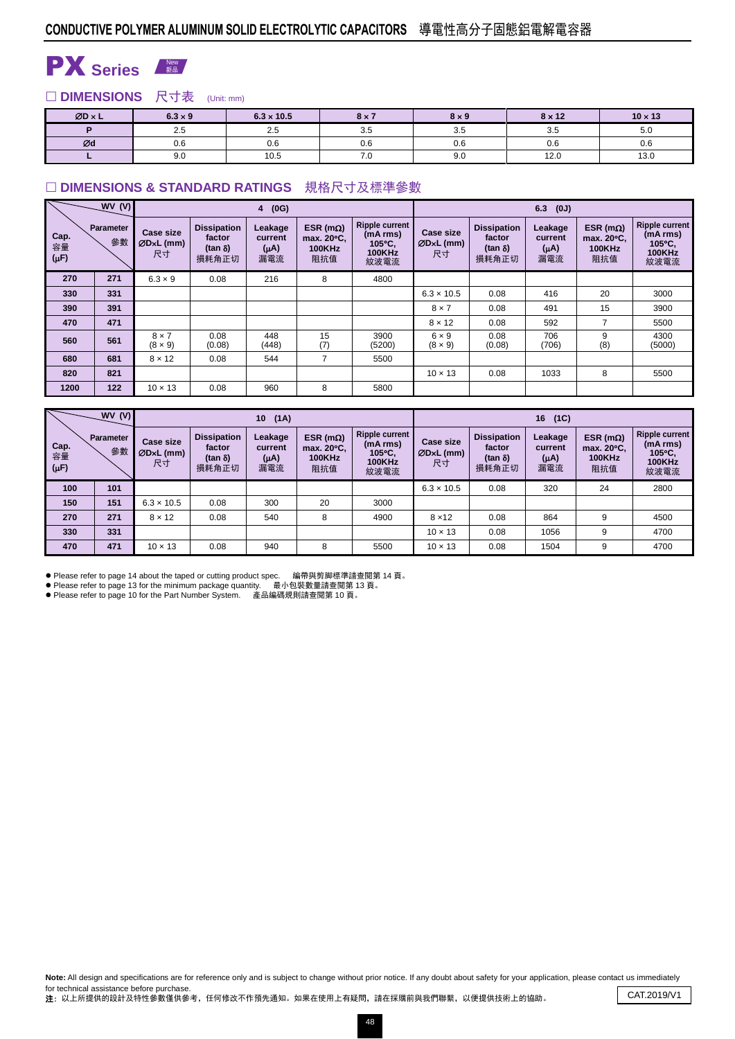## PX Series New 新品

### □ DIMENSIONS 尺寸表 (Unit: mm)

| ØD × L | 6.3 × 9 | 6.3 × 10.5 | 8 × 7 | 8 × 9 | 8 × 12 | 10 × 13 |
|---|---|---|---|---|---|---|
| P | 2.5 | 2.5 | 3.5 | 3.5 | 3.5 | 5.0 |
| Ød | 0.6 | 0.6 | 0.6 | 0.6 | 0.6 | 0.6 |
| L | 9.0 | 10.5 | 7.0 | 9.0 | 12.0 | 13.0 |

### □ DIMENSIONS & STANDARD RATINGS 規格尺寸及標準參數

| WV (V) | | 4 (0G) | | | | | 6.3 (0J) | | | | |
|---|---|---|---|---|---|---|---|---|---|---|---|
| Cap. 容量 (μF) | Parameter 參數 | Case size ØD×L (mm) 尺寸 | Dissipation factor (tan δ) 損耗角正切 | Leakage current (μA) 漏電流 | ESR (mΩ) max. 20°C, 100KHz 阻抗值 | Ripple current (mA rms) 105°C, 100KHz 紋波電流 | Case size ØD×L (mm) 尺寸 | Dissipation factor (tan δ) 損耗角正切 | Leakage current (μA) 漏電流 | ESR (mΩ) max. 20°C, 100KHz 阻抗值 | Ripple current (mA rms) 105°C, 100KHz 紋波電流 |
| 270 | 271 | 6.3 × 9 | 0.08 | 216 | 8 | 4800 | | | | | |
| 330 | 331 | | | | | | 6.3 × 10.5 | 0.08 | 416 | 20 | 3000 |
| 390 | 391 | | | | | | 8 × 7 | 0.08 | 491 | 15 | 3900 |
| 470 | 471 | | | | | | 8 × 12 | 0.08 | 592 | 7 | 5500 |
| 560 | 561 | 8 × 7 (8 × 9) | 0.08 (0.08) | 448 (448) | 15 (7) | 3900 (5200) | 6 × 9 (8 × 9) | 0.08 (0.08) | 706 (706) | 9 (8) | 4300 (5000) |
| 680 | 681 | 8 × 12 | 0.08 | 544 | 7 | 5500 | | | | | |
| 820 | 821 | | | | | | 10 × 13 | 0.08 | 1033 | 8 | 5500 |
| 1200 | 122 | 10 × 13 | 0.08 | 960 | 8 | 5800 | | | | | |

| WV (V) | | 10 (1A) | | | | | 16 (1C) | | | | |
|---|---|---|---|---|---|---|---|---|---|---|---|
| Cap. 容量 (μF) | Parameter 參數 | Case size ØD×L (mm) 尺寸 | Dissipation factor (tan δ) 損耗角正切 | Leakage current (μA) 漏電流 | ESR (mΩ) max. 20°C, 100KHz 阻抗值 | Ripple current (mA rms) 105°C, 100KHz 紋波電流 | Case size ØD×L (mm) 尺寸 | Dissipation factor (tan δ) 損耗角正切 | Leakage current (μA) 漏電流 | ESR (mΩ) max. 20°C, 100KHz 阻抗值 | Ripple current (mA rms) 105°C, 100KHz 紋波電流 |
| 100 | 101 | | | | | | 6.3 × 10.5 | 0.08 | 320 | 24 | 2800 |
| 150 | 151 | 6.3 × 10.5 | 0.08 | 300 | 20 | 3000 | | | | | |
| 270 | 271 | 8 × 12 | 0.08 | 540 | 8 | 4900 | 8 ×12 | 0.08 | 864 | 9 | 4500 |
| 330 | 331 | | | | | | 10 × 13 | 0.08 | 1056 | 9 | 4700 |
| 470 | 471 | 10 × 13 | 0.08 | 940 | 8 | 5500 | 10 × 13 | 0.08 | 1504 | 9 | 4700 |

- Please refer to page 14 about the taped or cutting product spec. 編帶與剪腳標準請查閱第 14 頁。
- Please refer to page 13 for the minimum package quantity. 最小包裝數量請查閱第 13 頁。
- Please refer to page 10 for the Part Number System. 產品編碼規則請查閱第 10 頁。

**Note:** All design and specifications are for reference only and is subject to change without prior notice. If any doubt about safety for your application, please contact us immediately for technical assistance before purchase.

**注**：以上所提供的設計及特性參數僅供參考，任何修改不作預先通知。如果在使用上有疑問，請在採購前與我們聯繫，以便提供技術上的協助。

CAT.2019/V1